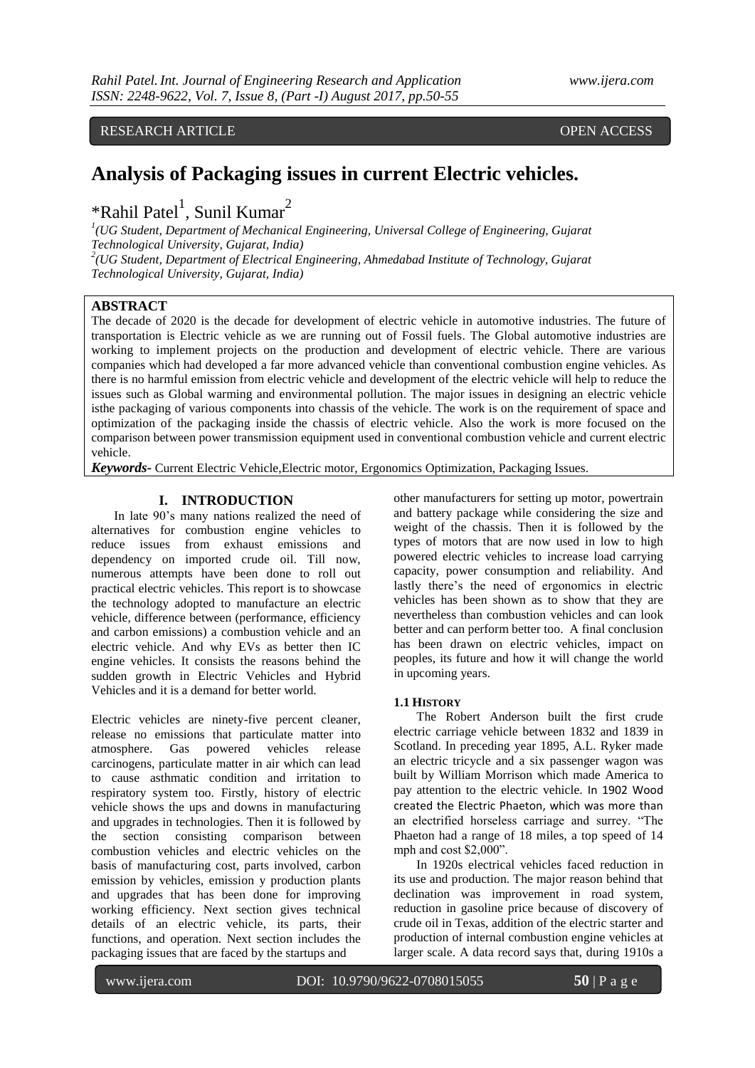RESEARCH ARTICLE OPEN ACCESS

# Analysis of Packaging issues in current Electric vehicles.

*Rahil Patel[1], Sunil Kumar[2]

[1](UG Student, Department of Mechanical Engineering, Universal College of Engineering, Gujarat Technological University, Gujarat, India)

[2](UG Student, Department of Electrical Engineering, Ahmedabad Institute of Technology, Gujarat Technological University, Gujarat, India)

## ABSTRACT

The decade of 2020 is the decade for development of electric vehicle in automotive industries. The future of transportation is Electric vehicle as we are running out of Fossil fuels. The Global automotive industries are working to implement projects on the production and development of electric vehicle. There are various companies which had developed a far more advanced vehicle than conventional combustion engine vehicles. As there is no harmful emission from electric vehicle and development of the electric vehicle will help to reduce the issues such as Global warming and environmental pollution. The major issues in designing an electric vehicle isthe packaging of various components into chassis of the vehicle. The work is on the requirement of space and optimization of the packaging inside the chassis of electric vehicle. Also the work is more focused on the comparison between power transmission equipment used in conventional combustion vehicle and current electric vehicle.

***Keywords-*** Current Electric Vehicle,Electric motor, Ergonomics Optimization, Packaging Issues.

## I. INTRODUCTION

In late 90's many nations realized the need of alternatives for combustion engine vehicles to reduce issues from exhaust emissions and dependency on imported crude oil. Till now, numerous attempts have been done to roll out practical electric vehicles. This report is to showcase the technology adopted to manufacture an electric vehicle, difference between (performance, efficiency and carbon emissions) a combustion vehicle and an electric vehicle. And why EVs as better then IC engine vehicles. It consists the reasons behind the sudden growth in Electric Vehicles and Hybrid Vehicles and it is a demand for better world.

Electric vehicles are ninety-five percent cleaner, release no emissions that particulate matter into atmosphere. Gas powered vehicles release carcinogens, particulate matter in air which can lead to cause asthmatic condition and irritation to respiratory system too. Firstly, history of electric vehicle shows the ups and downs in manufacturing and upgrades in technologies. Then it is followed by the section consisting comparison between combustion vehicles and electric vehicles on the basis of manufacturing cost, parts involved, carbon emission by vehicles, emission y production plants and upgrades that has been done for improving working efficiency. Next section gives technical details of an electric vehicle, its parts, their functions, and operation. Next section includes the packaging issues that are faced by the startups and other manufacturers for setting up motor, powertrain and battery package while considering the size and weight of the chassis. Then it is followed by the types of motors that are now used in low to high powered electric vehicles to increase load carrying capacity, power consumption and reliability. And lastly there's the need of ergonomics in electric vehicles has been shown as to show that they are nevertheless than combustion vehicles and can look better and can perform better too. A final conclusion has been drawn on electric vehicles, impact on peoples, its future and how it will change the world in upcoming years.

### 1.1 History

The Robert Anderson built the first crude electric carriage vehicle between 1832 and 1839 in Scotland. In preceding year 1895, A.L. Ryker made an electric tricycle and a six passenger wagon was built by William Morrison which made America to pay attention to the electric vehicle. In 1902 Wood created the Electric Phaeton, which was more than an electrified horseless carriage and surrey. "The Phaeton had a range of 18 miles, a top speed of 14 mph and cost $2,000".

In 1920s electrical vehicles faced reduction in its use and production. The major reason behind that declination was improvement in road system, reduction in gasoline price because of discovery of crude oil in Texas, addition of the electric starter and production of internal combustion engine vehicles at larger scale. A data record says that, during 1910s a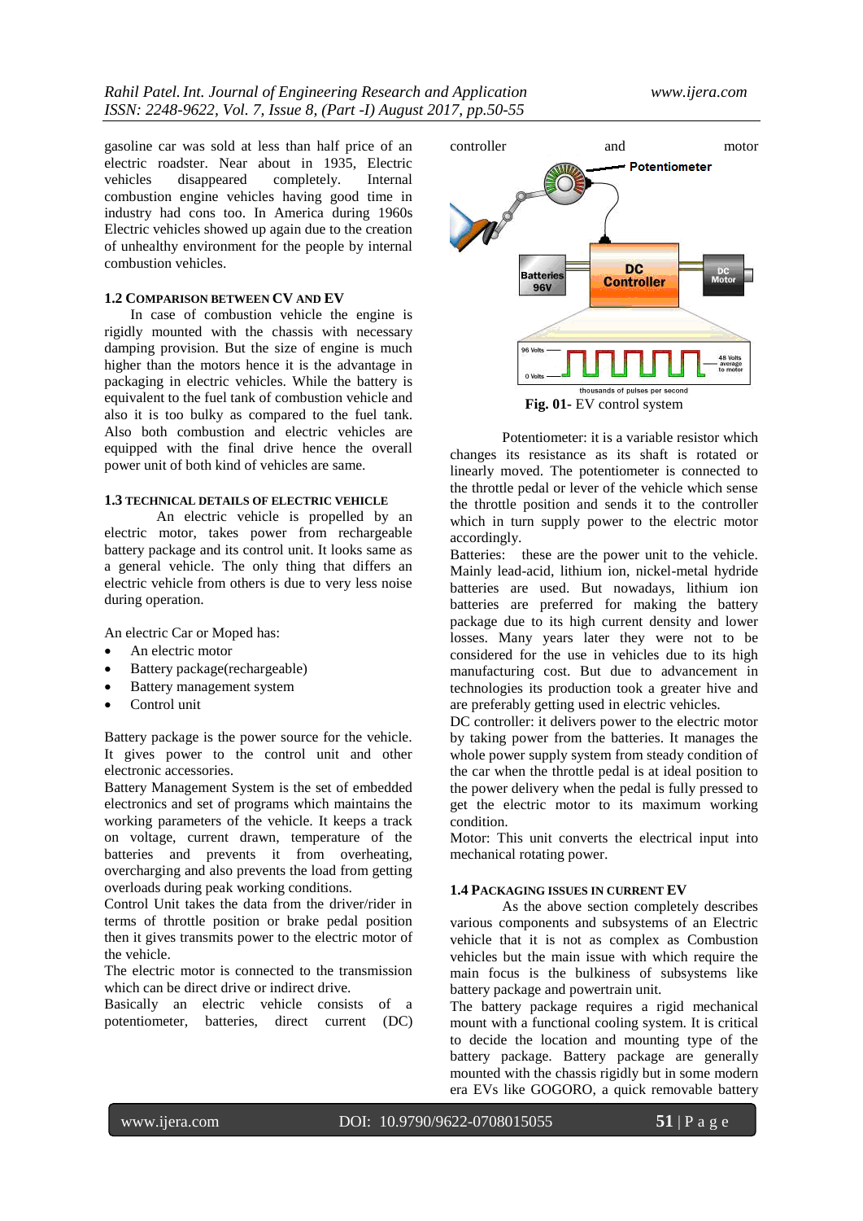gasoline car was sold at less than half price of an electric roadster. Near about in 1935, Electric vehicles disappeared completely. Internal combustion engine vehicles having good time in industry had cons too. In America during 1960s Electric vehicles showed up again due to the creation of unhealthy environment for the people by internal combustion vehicles.

### 1.2 Comparison between CV and EV

In case of combustion vehicle the engine is rigidly mounted with the chassis with necessary damping provision. But the size of engine is much higher than the motors hence it is the advantage in packaging in electric vehicles. While the battery is equivalent to the fuel tank of combustion vehicle and also it is too bulky as compared to the fuel tank. Also both combustion and electric vehicles are equipped with the final drive hence the overall power unit of both kind of vehicles are same.

### 1.3 Technical details of electric vehicle

An electric vehicle is propelled by an electric motor, takes power from rechargeable battery package and its control unit. It looks same as a general vehicle. The only thing that differs an electric vehicle from others is due to very less noise during operation.

An electric Car or Moped has:

- An electric motor
- Battery package(rechargeable)
- Battery management system
- Control unit

Battery package is the power source for the vehicle. It gives power to the control unit and other electronic accessories.

Battery Management System is the set of embedded electronics and set of programs which maintains the working parameters of the vehicle. It keeps a track on voltage, current drawn, temperature of the batteries and prevents it from overheating, overcharging and also prevents the load from getting overloads during peak working conditions.

Control Unit takes the data from the driver/rider in terms of throttle position or brake pedal position then it gives transmits power to the electric motor of the vehicle.

The electric motor is connected to the transmission which can be direct drive or indirect drive.

Basically an electric vehicle consists of a potentiometer, batteries, direct current (DC) controller and motor

Fig. 01- EV control system

Potentiometer: it is a variable resistor which changes its resistance as its shaft is rotated or linearly moved. The potentiometer is connected to the throttle pedal or lever of the vehicle which sense the throttle position and sends it to the controller which in turn supply power to the electric motor accordingly.

Batteries: these are the power unit to the vehicle. Mainly lead-acid, lithium ion, nickel-metal hydride batteries are used. But nowadays, lithium ion batteries are preferred for making the battery package due to its high current density and lower losses. Many years later they were not to be considered for the use in vehicles due to its high manufacturing cost. But due to advancement in technologies its production took a greater hive and are preferably getting used in electric vehicles.

DC controller: it delivers power to the electric motor by taking power from the batteries. It manages the whole power supply system from steady condition of the car when the throttle pedal is at ideal position to the power delivery when the pedal is fully pressed to get the electric motor to its maximum working condition.

Motor: This unit converts the electrical input into mechanical rotating power.

### 1.4 Packaging issues in current EV

As the above section completely describes various components and subsystems of an Electric vehicle that it is not as complex as Combustion vehicles but the main issue with which require the main focus is the bulkiness of subsystems like battery package and powertrain unit.

The battery package requires a rigid mechanical mount with a functional cooling system. It is critical to decide the location and mounting type of the battery package. Battery package are generally mounted with the chassis rigidly but in some modern era EVs like GOGORO, a quick removable battery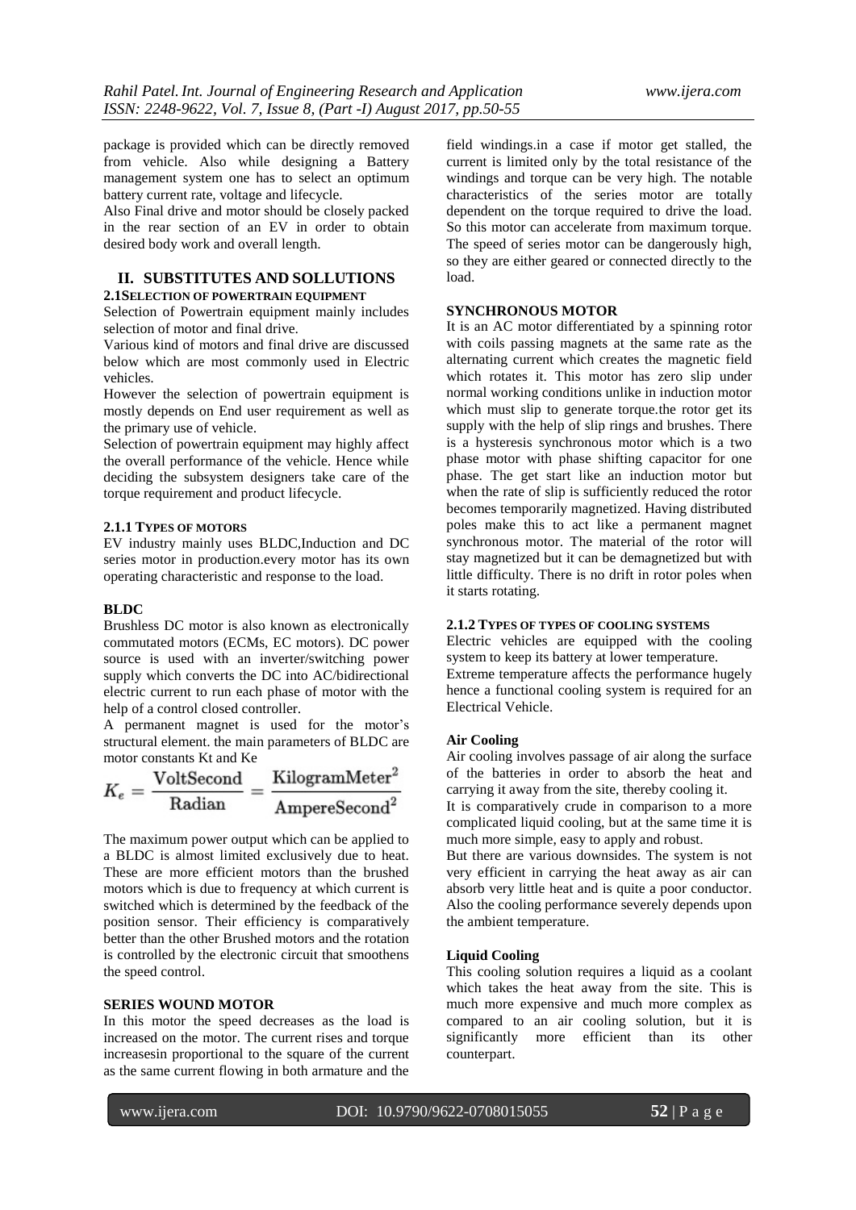package is provided which can be directly removed from vehicle. Also while designing a Battery management system one has to select an optimum battery current rate, voltage and lifecycle.

Also Final drive and motor should be closely packed in the rear section of an EV in order to obtain desired body work and overall length.

## II. SUBSTITUTES AND SOLLUTIONS

### 2.1SELECTION OF POWERTRAIN EQUIPMENT

Selection of Powertrain equipment mainly includes selection of motor and final drive.

Various kind of motors and final drive are discussed below which are most commonly used in Electric vehicles.

However the selection of powertrain equipment is mostly depends on End user requirement as well as the primary use of vehicle.

Selection of powertrain equipment may highly affect the overall performance of the vehicle. Hence while deciding the subsystem designers take care of the torque requirement and product lifecycle.

#### 2.1.1 TYPES OF MOTORS

EV industry mainly uses BLDC,Induction and DC series motor in production.every motor has its own operating characteristic and response to the load.

**BLDC**

Brushless DC motor is also known as electronically commutated motors (ECMs, EC motors). DC power source is used with an inverter/switching power supply which converts the DC into AC/bidirectional electric current to run each phase of motor with the help of a control closed controller.

A permanent magnet is used for the motor's structural element. the main parameters of BLDC are motor constants Kt and Ke

$$K_e = \frac{\text{VoltSecond}}{\text{Radian}} = \frac{\text{KilogramMeter}^2}{\text{AmpereSecond}^2}$$

The maximum power output which can be applied to a BLDC is almost limited exclusively due to heat. These are more efficient motors than the brushed motors which is due to frequency at which current is switched which is determined by the feedback of the position sensor. Their efficiency is comparatively better than the other Brushed motors and the rotation is controlled by the electronic circuit that smoothens the speed control.

**SERIES WOUND MOTOR**

In this motor the speed decreases as the load is increased on the motor. The current rises and torque increasesin proportional to the square of the current as the same current flowing in both armature and the field windings.in a case if motor get stalled, the current is limited only by the total resistance of the windings and torque can be very high. The notable characteristics of the series motor are totally dependent on the torque required to drive the load. So this motor can accelerate from maximum torque. The speed of series motor can be dangerously high, so they are either geared or connected directly to the load.

**SYNCHRONOUS MOTOR**

It is an AC motor differentiated by a spinning rotor with coils passing magnets at the same rate as the alternating current which creates the magnetic field which rotates it. This motor has zero slip under normal working conditions unlike in induction motor which must slip to generate torque.the rotor get its supply with the help of slip rings and brushes. There is a hysteresis synchronous motor which is a two phase motor with phase shifting capacitor for one phase. The get start like an induction motor but when the rate of slip is sufficiently reduced the rotor becomes temporarily magnetized. Having distributed poles make this to act like a permanent magnet synchronous motor. The material of the rotor will stay magnetized but it can be demagnetized but with little difficulty. There is no drift in rotor poles when it starts rotating.

#### 2.1.2 TYPES OF TYPES OF COOLING SYSTEMS

Electric vehicles are equipped with the cooling system to keep its battery at lower temperature.

Extreme temperature affects the performance hugely hence a functional cooling system is required for an Electrical Vehicle.

**Air Cooling**

Air cooling involves passage of air along the surface of the batteries in order to absorb the heat and carrying it away from the site, thereby cooling it.

It is comparatively crude in comparison to a more complicated liquid cooling, but at the same time it is much more simple, easy to apply and robust.

But there are various downsides. The system is not very efficient in carrying the heat away as air can absorb very little heat and is quite a poor conductor. Also the cooling performance severely depends upon the ambient temperature.

**Liquid Cooling**

This cooling solution requires a liquid as a coolant which takes the heat away from the site. This is much more expensive and much more complex as compared to an air cooling solution, but it is significantly more efficient than its other counterpart.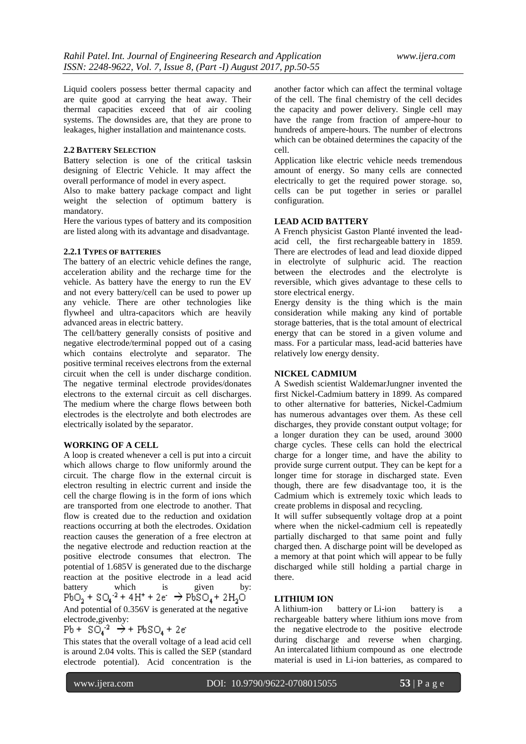Liquid coolers possess better thermal capacity and are quite good at carrying the heat away. Their thermal capacities exceed that of air cooling systems. The downsides are, that they are prone to leakages, higher installation and maintenance costs.

### 2.2 BATTERY SELECTION

Battery selection is one of the critical tasksin designing of Electric Vehicle. It may affect the overall performance of model in every aspect.

Also to make battery package compact and light weight the selection of optimum battery is mandatory.

Here the various types of battery and its composition are listed along with its advantage and disadvantage.

#### 2.2.1 TYPES OF BATTERIES

The battery of an electric vehicle defines the range, acceleration ability and the recharge time for the vehicle. As battery have the energy to run the EV and not every battery/cell can be used to power up any vehicle. There are other technologies like flywheel and ultra-capacitors which are heavily advanced areas in electric battery.

The cell/battery generally consists of positive and negative electrode/terminal popped out of a casing which contains electrolyte and separator. The positive terminal receives electrons from the external circuit when the cell is under discharge condition. The negative terminal electrode provides/donates electrons to the external circuit as cell discharges. The medium where the charge flows between both electrodes is the electrolyte and both electrodes are electrically isolated by the separator.

**WORKING OF A CELL**

A loop is created whenever a cell is put into a circuit which allows charge to flow uniformly around the circuit. The charge flow in the external circuit is electron resulting in electric current and inside the cell the charge flowing is in the form of ions which are transported from one electrode to another. That flow is created due to the reduction and oxidation reactions occurring at both the electrodes. Oxidation reaction causes the generation of a free electron at the negative electrode and reduction reaction at the positive electrode consumes that electron. The potential of 1.685V is generated due to the discharge reaction at the positive electrode in a lead acid battery which is given by:

$$PbO_2 + SO_4^{-2} + 4H^+ + 2e^- \rightarrow PbSO_4 + 2H_2O$$

And potential of 0.356V is generated at the negative electrode,givenby:

$$Pb + SO_4^{-2} \rightarrow + PbSO_4 + 2e^-$$

This states that the overall voltage of a lead acid cell is around 2.04 volts. This is called the SEP (standard electrode potential). Acid concentration is the another factor which can affect the terminal voltage of the cell. The final chemistry of the cell decides the capacity and power delivery. Single cell may have the range from fraction of ampere-hour to hundreds of ampere-hours. The number of electrons which can be obtained determines the capacity of the cell.

Application like electric vehicle needs tremendous amount of energy. So many cells are connected electrically to get the required power storage. so, cells can be put together in series or parallel configuration.

**LEAD ACID BATTERY**

A French physicist Gaston Planté invented the lead-acid cell, the first rechargeable battery in 1859. There are electrodes of lead and lead dioxide dipped in electrolyte of sulphuric acid. The reaction between the electrodes and the electrolyte is reversible, which gives advantage to these cells to store electrical energy.

Energy density is the thing which is the main consideration while making any kind of portable storage batteries, that is the total amount of electrical energy that can be stored in a given volume and mass. For a particular mass, lead-acid batteries have relatively low energy density.

**NICKEL CADMIUM**

A Swedish scientist WaldemarJungner invented the first Nickel-Cadmium battery in 1899. As compared to other alternative for batteries, Nickel-Cadmium has numerous advantages over them. As these cell discharges, they provide constant output voltage; for a longer duration they can be used, around 3000 charge cycles. These cells can hold the electrical charge for a longer time, and have the ability to provide surge current output. They can be kept for a longer time for storage in discharged state. Even though, there are few disadvantage too, it is the Cadmium which is extremely toxic which leads to create problems in disposal and recycling.

It will suffer subsequently voltage drop at a point where when the nickel-cadmium cell is repeatedly partially discharged to that same point and fully charged then. A discharge point will be developed as a memory at that point which will appear to be fully discharged while still holding a partial charge in there.

**LITHIUM ION**

A lithium-ion battery or Li-ion battery is a rechargeable battery where lithium ions move from the negative electrode to the positive electrode during discharge and reverse when charging. An intercalated lithium compound as one electrode material is used in Li-ion batteries, as compared to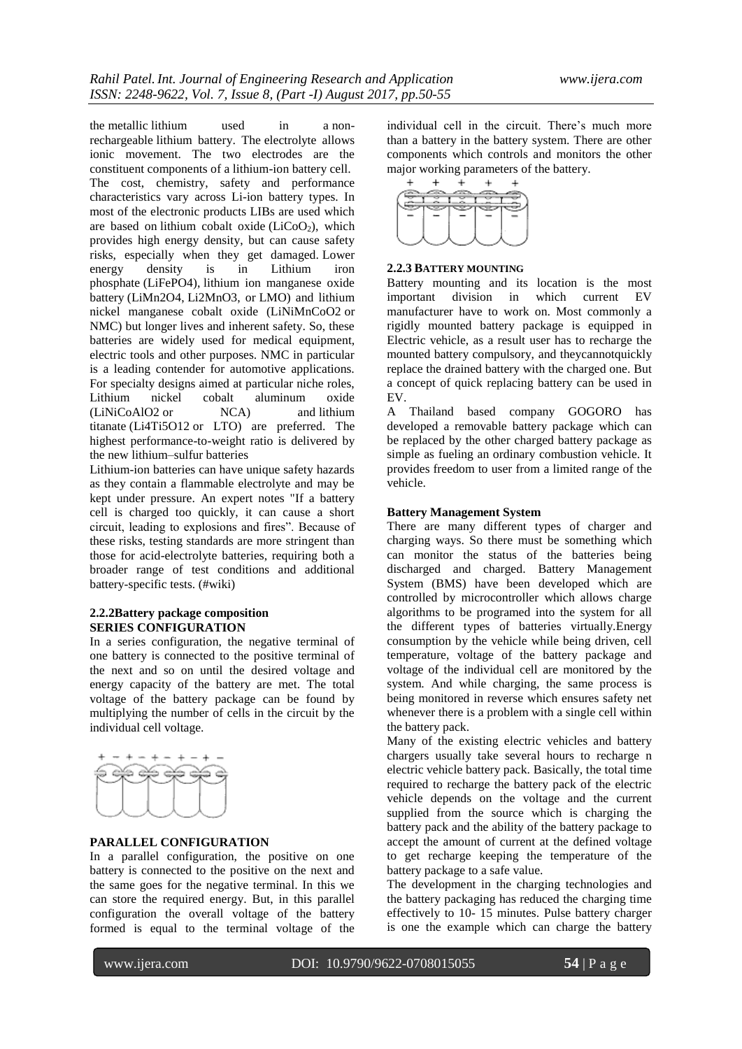the metallic lithium used in a non-rechargeable lithium battery. The electrolyte allows ionic movement. The two electrodes are the constituent components of a lithium-ion battery cell. The cost, chemistry, safety and performance characteristics vary across Li-ion battery types. In most of the electronic products LIBs are used which are based on lithium cobalt oxide ($LiCoO_2$), which provides high energy density, but can cause safety risks, especially when they get damaged. Lower energy density is in Lithium iron phosphate (LiFePO4), lithium ion manganese oxide battery (LiMn2O4, Li2MnO3, or LMO) and lithium nickel manganese cobalt oxide (LiNiMnCoO2 or NMC) but longer lives and inherent safety. So, these batteries are widely used for medical equipment, electric tools and other purposes. NMC in particular is a leading contender for automotive applications. For specialty designs aimed at particular niche roles, Lithium nickel cobalt aluminum oxide (LiNiCoAlO2 or NCA) and lithium titanate (Li4Ti5O12 or LTO) are preferred. The highest performance-to-weight ratio is delivered by the new lithium–sulfur batteries

Lithium-ion batteries can have unique safety hazards as they contain a flammable electrolyte and may be kept under pressure. An expert notes "If a battery cell is charged too quickly, it can cause a short circuit, leading to explosions and fires". Because of these risks, testing standards are more stringent than those for acid-electrolyte batteries, requiring both a broader range of test conditions and additional battery-specific tests. (#wiki)

### 2.2.2Battery package composition

**SERIES CONFIGURATION**

In a series configuration, the negative terminal of one battery is connected to the positive terminal of the next and so on until the desired voltage and energy capacity of the battery are met. The total voltage of the battery package can be found by multiplying the number of cells in the circuit by the individual cell voltage.

**PARALLEL CONFIGURATION**

In a parallel configuration, the positive on one battery is connected to the positive on the next and the same goes for the negative terminal. In this we can store the required energy. But, in this parallel configuration the overall voltage of the battery formed is equal to the terminal voltage of the individual cell in the circuit. There's much more than a battery in the battery system. There are other components which controls and monitors the other major working parameters of the battery.

### 2.2.3 BATTERY MOUNTING

Battery mounting and its location is the most important division in which current EV manufacturer have to work on. Most commonly a rigidly mounted battery package is equipped in Electric vehicle, as a result user has to recharge the mounted battery compulsory, and theycannotquickly replace the drained battery with the charged one. But a concept of quick replacing battery can be used in EV.

A Thailand based company GOGORO has developed a removable battery package which can be replaced by the other charged battery package as simple as fueling an ordinary combustion vehicle. It provides freedom to user from a limited range of the vehicle.

**Battery Management System**

There are many different types of charger and charging ways. So there must be something which can monitor the status of the batteries being discharged and charged. Battery Management System (BMS) have been developed which are controlled by microcontroller which allows charge algorithms to be programed into the system for all the different types of batteries virtually.Energy consumption by the vehicle while being driven, cell temperature, voltage of the battery package and voltage of the individual cell are monitored by the system. And while charging, the same process is being monitored in reverse which ensures safety net whenever there is a problem with a single cell within the battery pack.

Many of the existing electric vehicles and battery chargers usually take several hours to recharge n electric vehicle battery pack. Basically, the total time required to recharge the battery pack of the electric vehicle depends on the voltage and the current supplied from the source which is charging the battery pack and the ability of the battery package to accept the amount of current at the defined voltage to get recharge keeping the temperature of the battery package to a safe value.

The development in the charging technologies and the battery packaging has reduced the charging time effectively to 10- 15 minutes. Pulse battery charger is one the example which can charge the battery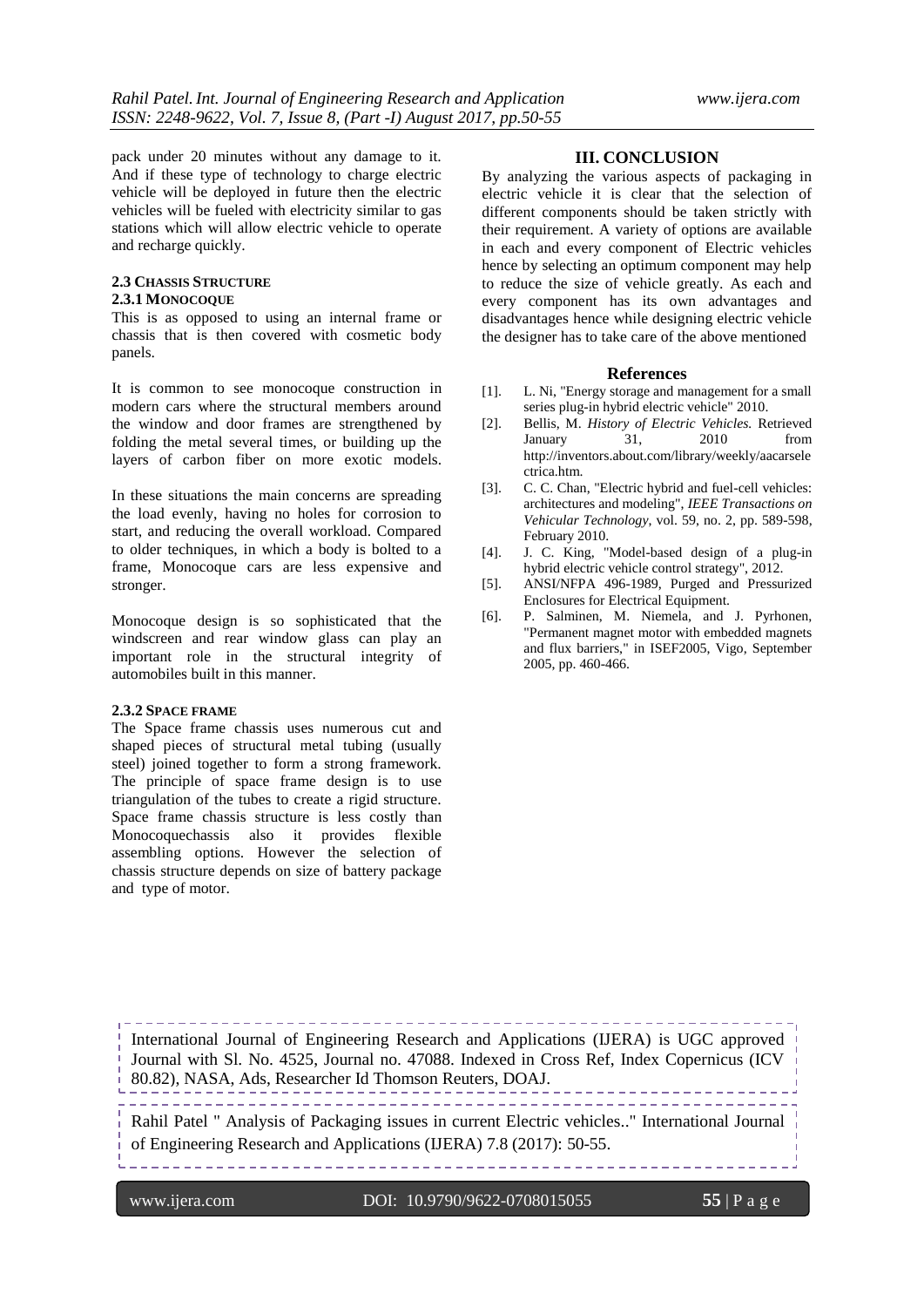pack under 20 minutes without any damage to it. And if these type of technology to charge electric vehicle will be deployed in future then the electric vehicles will be fueled with electricity similar to gas stations which will allow electric vehicle to operate and recharge quickly.

#### 2.3 Chassis Structure

##### 2.3.1 Monocoque

This is as opposed to using an internal frame or chassis that is then covered with cosmetic body panels.

It is common to see monocoque construction in modern cars where the structural members around the window and door frames are strengthened by folding the metal several times, or building up the layers of carbon fiber on more exotic models.

In these situations the main concerns are spreading the load evenly, having no holes for corrosion to start, and reducing the overall workload. Compared to older techniques, in which a body is bolted to a frame, Monocoque cars are less expensive and stronger.

Monocoque design is so sophisticated that the windscreen and rear window glass can play an important role in the structural integrity of automobiles built in this manner.

##### 2.3.2 Space frame

The Space frame chassis uses numerous cut and shaped pieces of structural metal tubing (usually steel) joined together to form a strong framework. The principle of space frame design is to use triangulation of the tubes to create a rigid structure. Space frame chassis structure is less costly than Monocoquechassis also it provides flexible assembling options. However the selection of chassis structure depends on size of battery package and type of motor.

## III. CONCLUSION

By analyzing the various aspects of packaging in electric vehicle it is clear that the selection of different components should be taken strictly with their requirement. A variety of options are available in each and every component of Electric vehicles hence by selecting an optimum component may help to reduce the size of vehicle greatly. As each and every component has its own advantages and disadvantages hence while designing electric vehicle the designer has to take care of the above mentioned

## References

[1]. L. Ni, "Energy storage and management for a small series plug-in hybrid electric vehicle" 2010.

[2]. Bellis, M. *History of Electric Vehicles.* Retrieved January 31, 2010 from http://inventors.about.com/library/weekly/aacarselectrica.htm.

[3]. C. C. Chan, "Electric hybrid and fuel-cell vehicles: architectures and modeling", *IEEE Transactions on Vehicular Technology*, vol. 59, no. 2, pp. 589-598, February 2010.

[4]. J. C. King, "Model-based design of a plug-in hybrid electric vehicle control strategy", 2012.

[5]. ANSI/NFPA 496-1989, Purged and Pressurized Enclosures for Electrical Equipment.

[6]. P. Salminen, M. Niemela, and J. Pyrhonen, "Permanent magnet motor with embedded magnets and flux barriers," in ISEF2005, Vigo, September 2005, pp. 460-466.

International Journal of Engineering Research and Applications (IJERA) is UGC approved Journal with Sl. No. 4525, Journal no. 47088. Indexed in Cross Ref, Index Copernicus (ICV 80.82), NASA, Ads, Researcher Id Thomson Reuters, DOAJ.

Rahil Patel " Analysis of Packaging issues in current Electric vehicles.." International Journal of Engineering Research and Applications (IJERA) 7.8 (2017): 50-55.